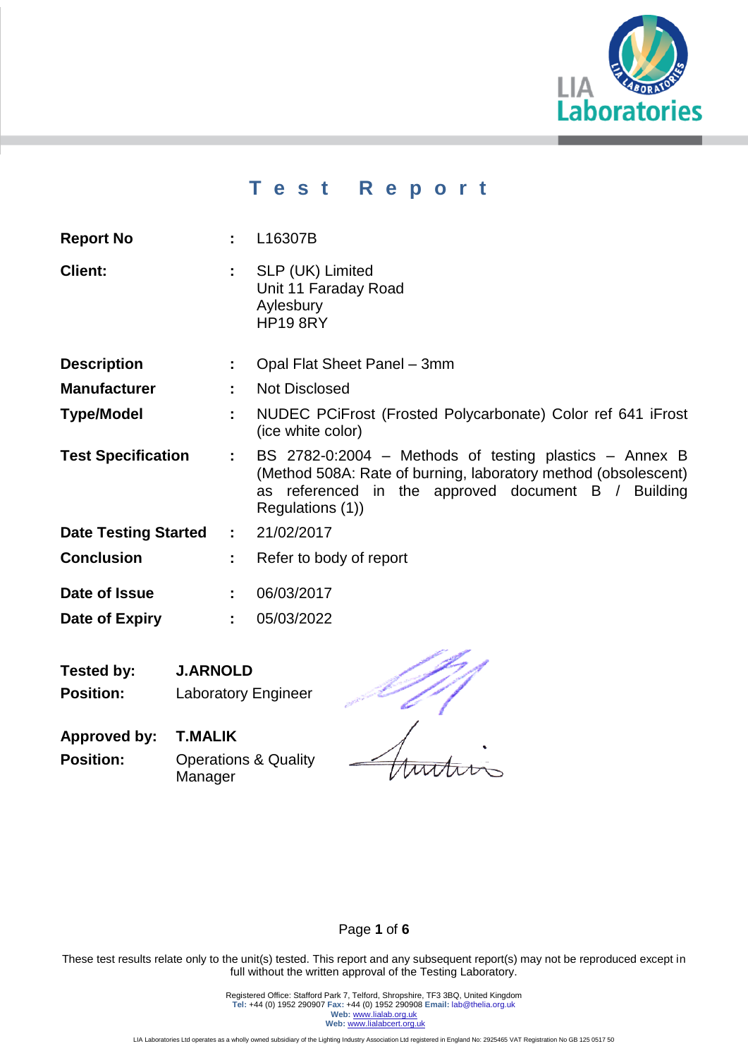# Test Report

| | | |
|---|---|---|
| **Report No** | : | L16307B |
| **Client:** | : | SLP (UK) Limited<br>Unit 11 Faraday Road<br>Aylesbury<br>HP19 8RY |
| **Description** | : | Opal Flat Sheet Panel – 3mm |
| **Manufacturer** | : | Not Disclosed |
| **Type/Model** | : | NUDEC PCiFrost (Frosted Polycarbonate) Color ref 641 iFrost (ice white color) |
| **Test Specification** | : | BS 2782-0:2004 – Methods of testing plastics – Annex B (Method 508A: Rate of burning, laboratory method (obsolescent) as referenced in the approved document B / Building Regulations (1)) |
| **Date Testing Started** | : | 21/02/2017 |
| **Conclusion** | : | Refer to body of report |
| **Date of Issue** | : | 06/03/2017 |
| **Date of Expiry** | : | 05/03/2022 |

**Tested by:** **J.ARNOLD**
**Position:** Laboratory Engineer

**Approved by:** **T.MALIK**
**Position:** Operations & Quality Manager

These test results relate only to the unit(s) tested. This report and any subsequent report(s) may not be reproduced except in full without the written approval of the Testing Laboratory.

Registered Office: Stafford Park 7, Telford, Shropshire, TF3 3BQ, United Kingdom
**Tel:** +44 (0) 1952 290907 **Fax:** +44 (0) 1952 290908 **Email:** lab@thelia.org.uk
**Web:** www.lialab.org.uk
**Web:** www.lialabcert.org.uk

LIA Laboratories Ltd operates as a wholly owned subsidiary of the Lighting Industry Association Ltd registered in England No: 2925465 VAT Registration No GB 125 0517 50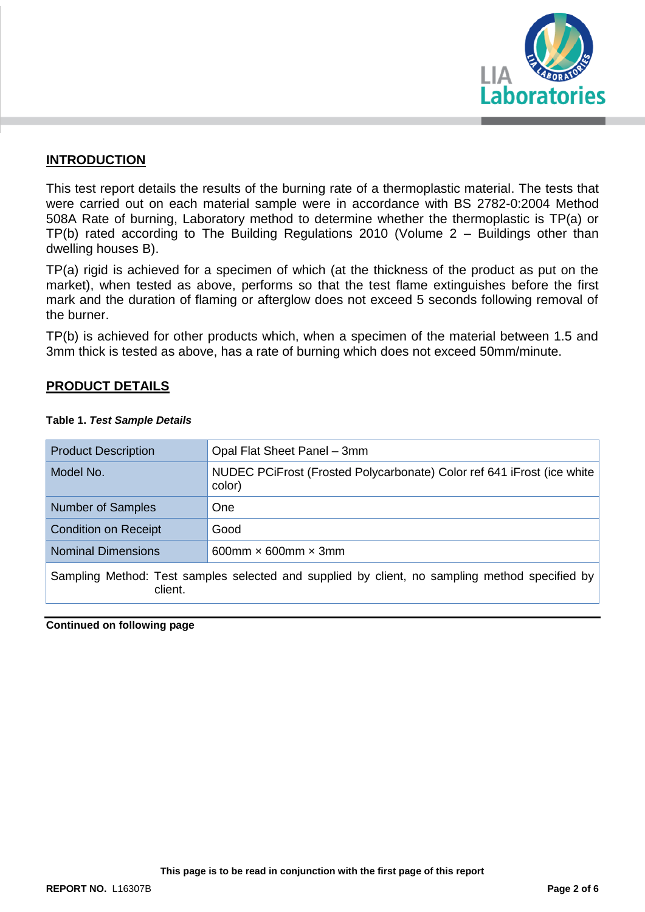## INTRODUCTION

This test report details the results of the burning rate of a thermoplastic material. The tests that were carried out on each material sample were in accordance with BS 2782-0:2004 Method 508A Rate of burning, Laboratory method to determine whether the thermoplastic is TP(a) or TP(b) rated according to The Building Regulations 2010 (Volume 2 – Buildings other than dwelling houses B).

TP(a) rigid is achieved for a specimen of which (at the thickness of the product as put on the market), when tested as above, performs so that the test flame extinguishes before the first mark and the duration of flaming or afterglow does not exceed 5 seconds following removal of the burner.

TP(b) is achieved for other products which, when a specimen of the material between 1.5 and 3mm thick is tested as above, has a rate of burning which does not exceed 50mm/minute.

## PRODUCT DETAILS

**Table 1. *Test Sample Details***

| | |
|---|---|
| Product Description | Opal Flat Sheet Panel – 3mm |
| Model No. | NUDEC PCiFrost (Frosted Polycarbonate) Color ref 641 iFrost (ice white color) |
| Number of Samples | One |
| Condition on Receipt | Good |
| Nominal Dimensions | 600mm × 600mm × 3mm |
| Sampling Method: Test samples selected and supplied by client, no sampling method specified by client. | |

**Continued on following page**

**This page is to be read in conjunction with the first page of this report**

**REPORT NO.** L16307B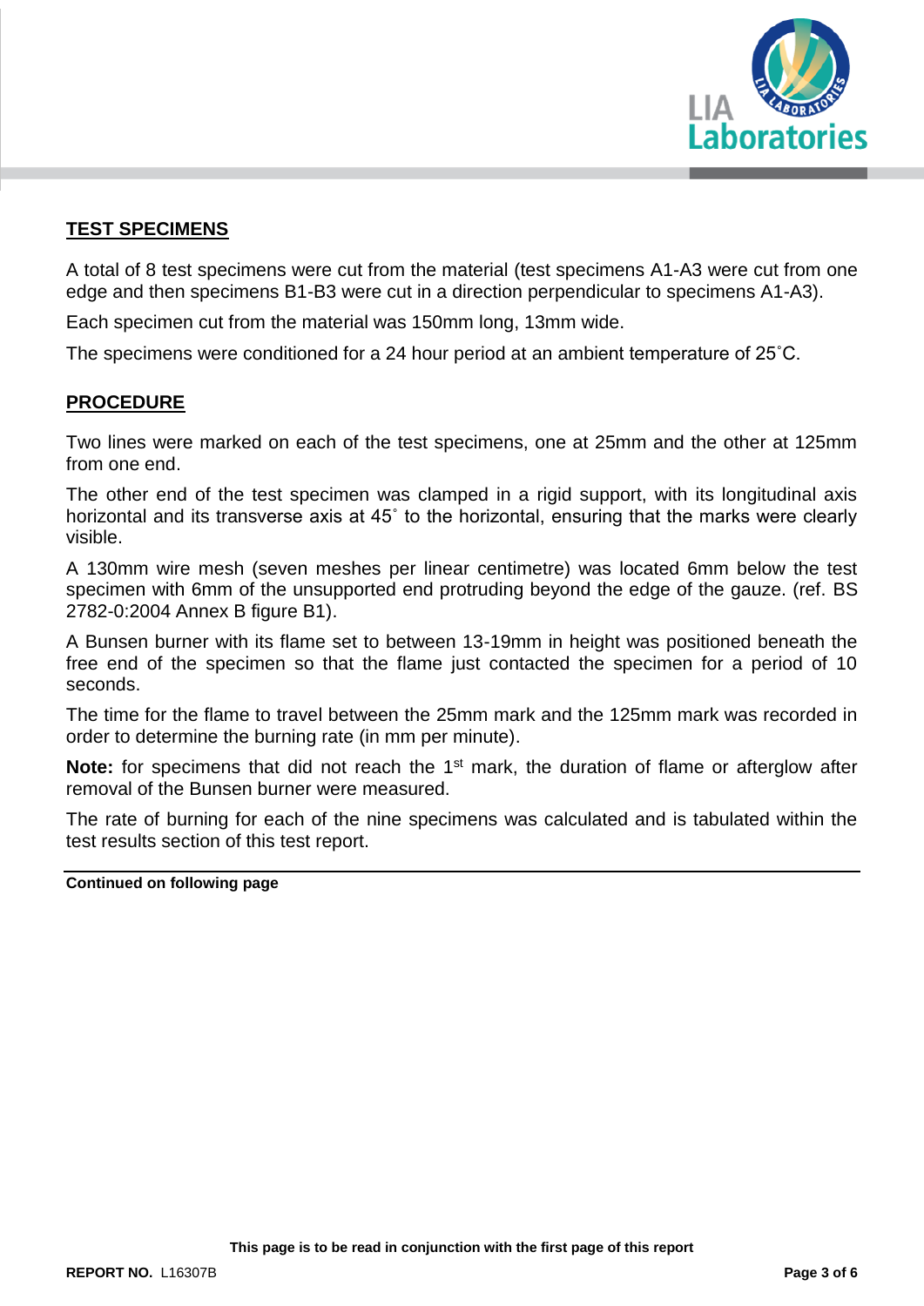## TEST SPECIMENS

A total of 8 test specimens were cut from the material (test specimens A1-A3 were cut from one edge and then specimens B1-B3 were cut in a direction perpendicular to specimens A1-A3).

Each specimen cut from the material was 150mm long, 13mm wide.

The specimens were conditioned for a 24 hour period at an ambient temperature of 25˚C.

## PROCEDURE

Two lines were marked on each of the test specimens, one at 25mm and the other at 125mm from one end.

The other end of the test specimen was clamped in a rigid support, with its longitudinal axis horizontal and its transverse axis at 45˚ to the horizontal, ensuring that the marks were clearly visible.

A 130mm wire mesh (seven meshes per linear centimetre) was located 6mm below the test specimen with 6mm of the unsupported end protruding beyond the edge of the gauze. (ref. BS 2782-0:2004 Annex B figure B1).

A Bunsen burner with its flame set to between 13-19mm in height was positioned beneath the free end of the specimen so that the flame just contacted the specimen for a period of 10 seconds.

The time for the flame to travel between the 25mm mark and the 125mm mark was recorded in order to determine the burning rate (in mm per minute).

**Note:** for specimens that did not reach the 1st mark, the duration of flame or afterglow after removal of the Bunsen burner were measured.

The rate of burning for each of the nine specimens was calculated and is tabulated within the test results section of this test report.

**Continued on following page**

**This page is to be read in conjunction with the first page of this report**

**REPORT NO.** L16307B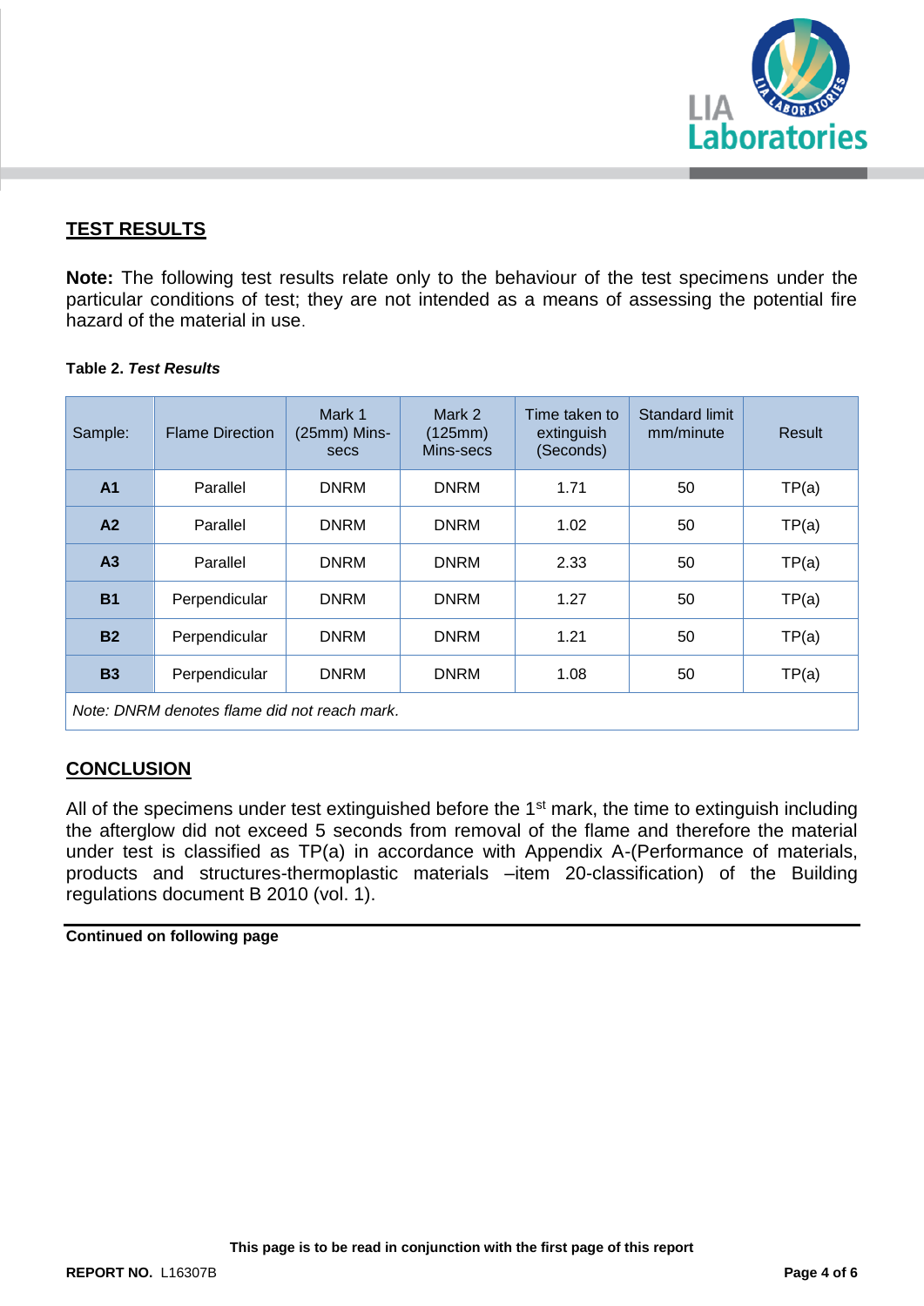## TEST RESULTS

**Note:** The following test results relate only to the behaviour of the test specimens under the particular conditions of test; they are not intended as a means of assessing the potential fire hazard of the material in use.

**Table 2.** ***Test Results***

| Sample: | Flame Direction | Mark 1 (25mm) Mins-secs | Mark 2 (125mm) Mins-secs | Time taken to extinguish (Seconds) | Standard limit mm/minute | Result |
|---|---|---|---|---|---|---|
| **A1** | Parallel | DNRM | DNRM | 1.71 | 50 | TP(a) |
| **A2** | Parallel | DNRM | DNRM | 1.02 | 50 | TP(a) |
| **A3** | Parallel | DNRM | DNRM | 2.33 | 50 | TP(a) |
| **B1** | Perpendicular | DNRM | DNRM | 1.27 | 50 | TP(a) |
| **B2** | Perpendicular | DNRM | DNRM | 1.21 | 50 | TP(a) |
| **B3** | Perpendicular | DNRM | DNRM | 1.08 | 50 | TP(a) |

*Note: DNRM denotes flame did not reach mark.*

## CONCLUSION

All of the specimens under test extinguished before the 1st mark, the time to extinguish including the afterglow did not exceed 5 seconds from removal of the flame and therefore the material under test is classified as TP(a) in accordance with Appendix A-(Performance of materials, products and structures-thermoplastic materials –item 20-classification) of the Building regulations document B 2010 (vol. 1).

**Continued on following page**

**This page is to be read in conjunction with the first page of this report**

**REPORT NO.** L16307B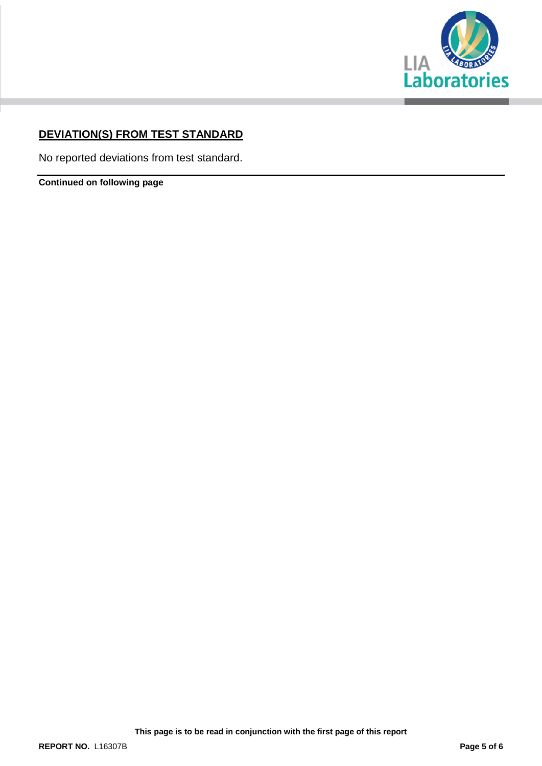## DEVIATION(S) FROM TEST STANDARD

No reported deviations from test standard.

**Continued on following page**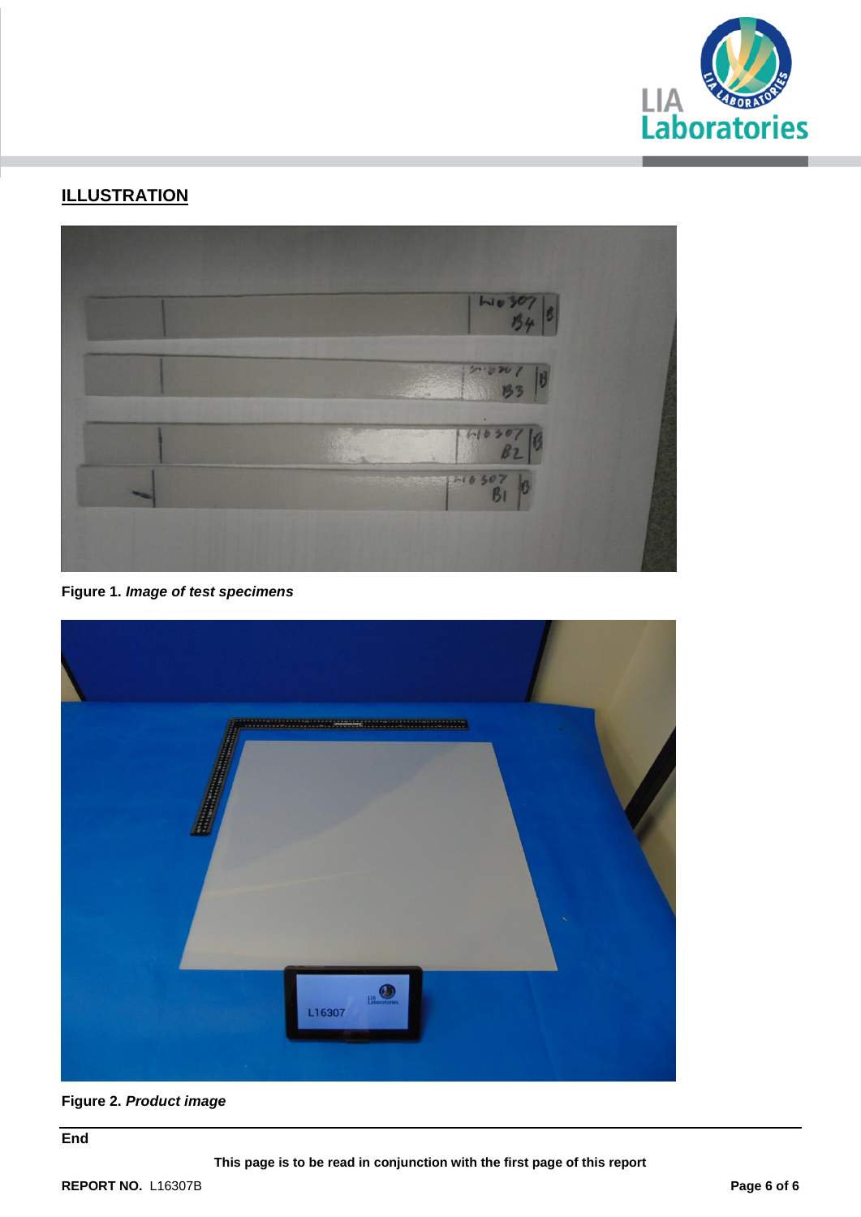## ILLUSTRATION

**Figure 1.** ***Image of test specimens***

**Figure 2.** ***Product image***

**End**

**This page is to be read in conjunction with the first page of this report**

**REPORT NO.** L16307B